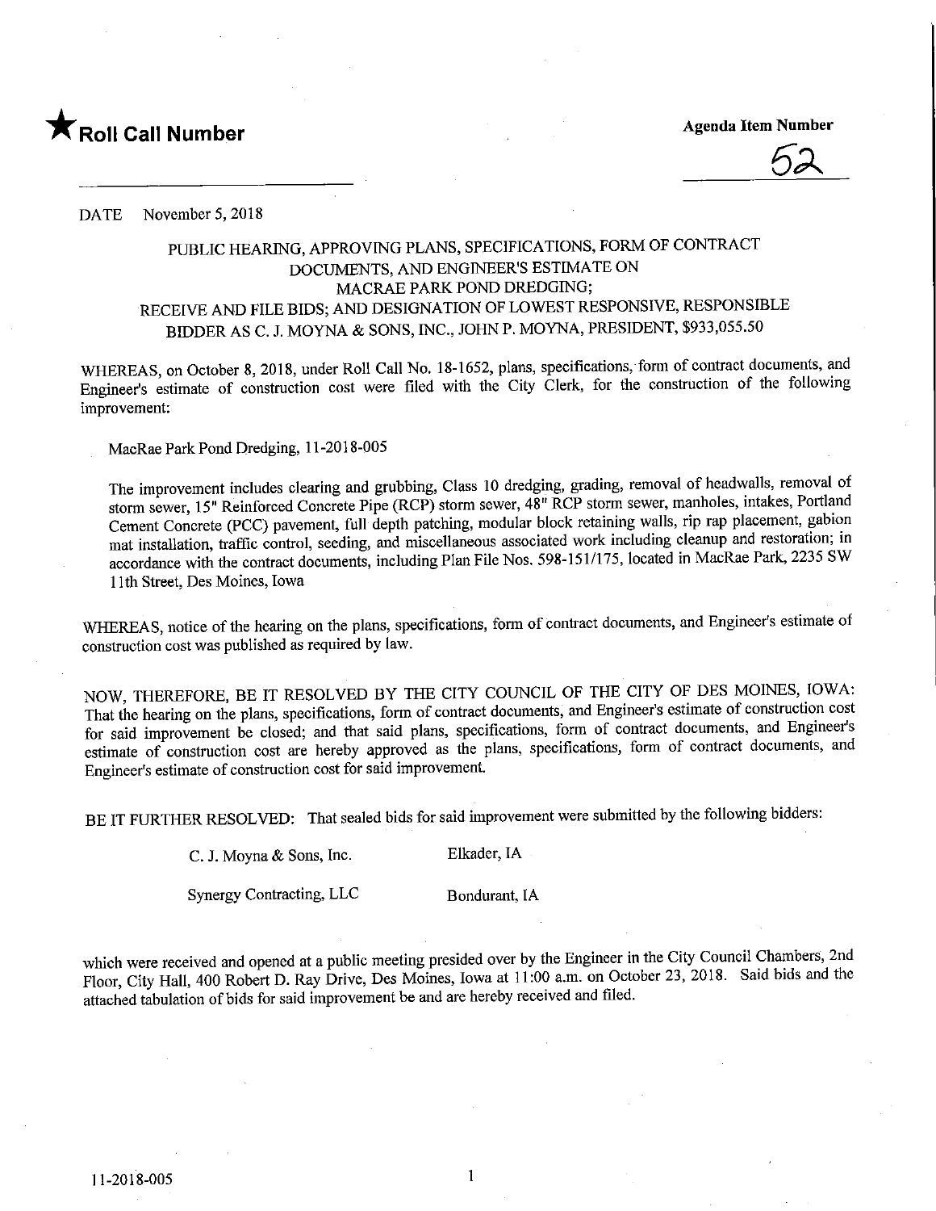★ **Roll Call Number**

**Agenda Item Number**

52

DATE November 5, 2018

PUBLIC HEARING, APPROVING PLANS, SPECIFICATIONS, FORM OF CONTRACT DOCUMENTS, AND ENGINEER'S ESTIMATE ON MACRAE PARK POND DREDGING; RECEIVE AND FILE BIDS; AND DESIGNATION OF LOWEST RESPONSIVE, RESPONSIBLE BIDDER AS C. J. MOYNA & SONS, INC., JOHN P. MOYNA, PRESIDENT, $933,055.50

WHEREAS, on October 8, 2018, under Roll Call No. 18-1652, plans, specifications, form of contract documents, and Engineer's estimate of construction cost were filed with the City Clerk, for the construction of the following improvement:

MacRae Park Pond Dredging, 11-2018-005

The improvement includes clearing and grubbing, Class 10 dredging, grading, removal of headwalls, removal of storm sewer, 15" Reinforced Concrete Pipe (RCP) storm sewer, 48" RCP storm sewer, manholes, intakes, Portland Cement Concrete (PCC) pavement, full depth patching, modular block retaining walls, rip rap placement, gabion mat installation, traffic control, seeding, and miscellaneous associated work including cleanup and restoration; in accordance with the contract documents, including Plan File Nos. 598-151/175, located in MacRae Park, 2235 SW 11th Street, Des Moines, Iowa

WHEREAS, notice of the hearing on the plans, specifications, form of contract documents, and Engineer's estimate of construction cost was published as required by law.

NOW, THEREFORE, BE IT RESOLVED BY THE CITY COUNCIL OF THE CITY OF DES MOINES, IOWA: That the hearing on the plans, specifications, form of contract documents, and Engineer's estimate of construction cost for said improvement be closed; and that said plans, specifications, form of contract documents, and Engineer's estimate of construction cost are hereby approved as the plans, specifications, form of contract documents, and Engineer's estimate of construction cost for said improvement.

BE IT FURTHER RESOLVED: That sealed bids for said improvement were submitted by the following bidders:

| | |
|---|---|
| C. J. Moyna & Sons, Inc. | Elkader, IA |
| Synergy Contracting, LLC | Bondurant, IA |

which were received and opened at a public meeting presided over by the Engineer in the City Council Chambers, 2nd Floor, City Hall, 400 Robert D. Ray Drive, Des Moines, Iowa at 11:00 a.m. on October 23, 2018. Said bids and the attached tabulation of bids for said improvement be and are hereby received and filed.

11-2018-005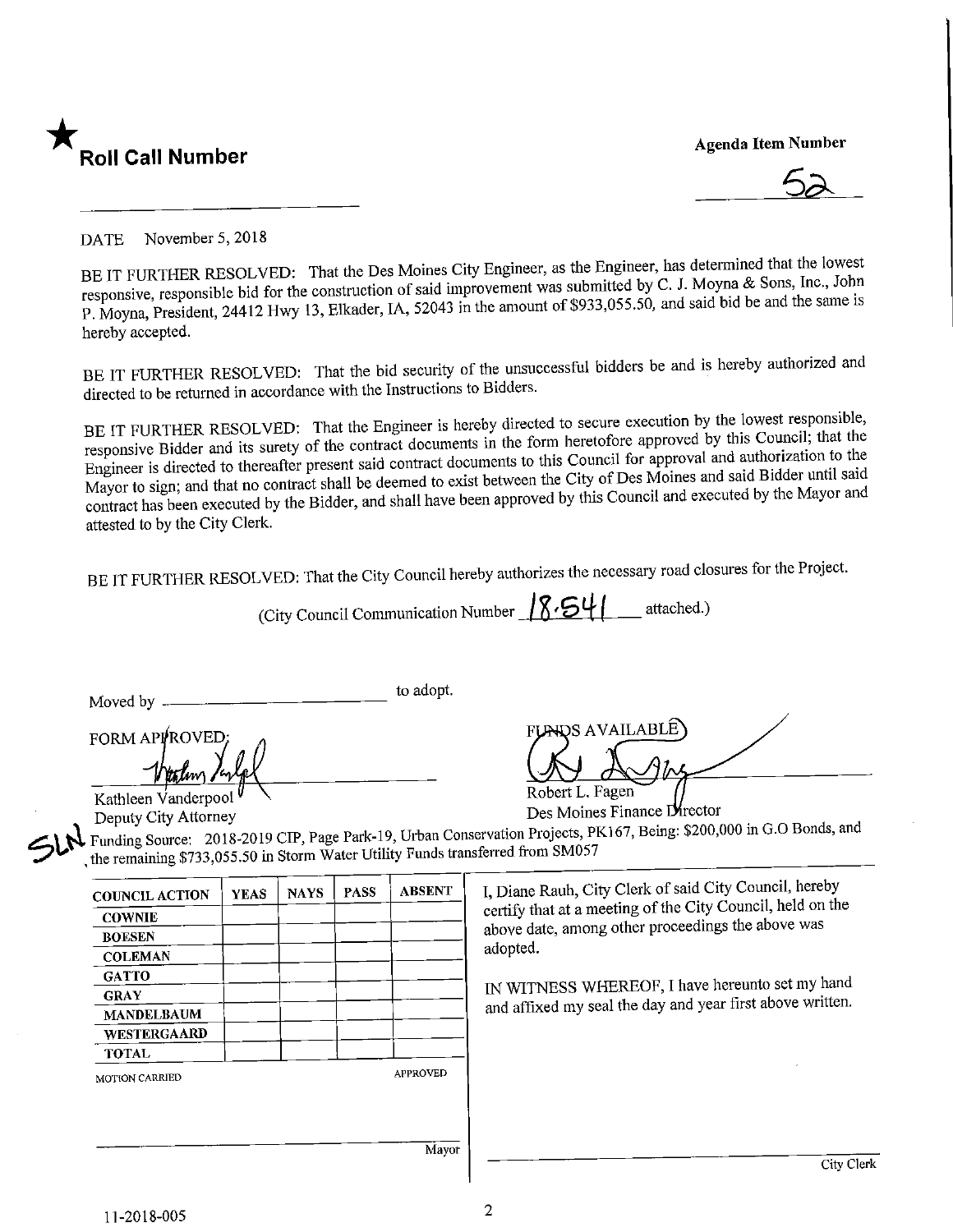★ **Roll Call Number**

**Agenda Item Number**

52

DATE November 5, 2018

BE IT FURTHER RESOLVED: That the Des Moines City Engineer, as the Engineer, has determined that the lowest responsive, responsible bid for the construction of said improvement was submitted by C. J. Moyna & Sons, Inc., John P. Moyna, President, 24412 Hwy 13, Elkader, IA, 52043 in the amount of $933,055.50, and said bid be and the same is hereby accepted.

BE IT FURTHER RESOLVED: That the bid security of the unsuccessful bidders be and is hereby authorized and directed to be returned in accordance with the Instructions to Bidders.

BE IT FURTHER RESOLVED: That the Engineer is hereby directed to secure execution by the lowest responsible, responsive Bidder and its surety of the contract documents in the form heretofore approved by this Council; that the Engineer is directed to thereafter present said contract documents to this Council for approval and authorization to the Mayor to sign; and that no contract shall be deemed to exist between the City of Des Moines and said Bidder until said contract has been executed by the Bidder, and shall have been approved by this Council and executed by the Mayor and attested to by the City Clerk.

BE IT FURTHER RESOLVED: That the City Council hereby authorizes the necessary road closures for the Project.

(City Council Communication Number 18-541 attached.)

Moved by ______________________ to adopt.

FORM APPROVED:

Kathleen Vanderpool
Deputy City Attorney

FUNDS AVAILABLE

Robert L. Fagen
Des Moines Finance Director

SLN Funding Source: 2018-2019 CIP, Page Park-19, Urban Conservation Projects, PK167, Being: $200,000 in G.O Bonds, and the remaining $733,055.50 in Storm Water Utility Funds transferred from SM057

| COUNCIL ACTION | YEAS | NAYS | PASS | ABSENT |
|---|---|---|---|---|
| COWNIE | | | | |
| BOESEN | | | | |
| COLEMAN | | | | |
| GATTO | | | | |
| GRAY | | | | |
| MANDELBAUM | | | | |
| WESTERGAARD | | | | |
| TOTAL | | | | |

MOTION CARRIED APPROVED

______________________ Mayor

I, Diane Rauh, City Clerk of said City Council, hereby certify that at a meeting of the City Council, held on the above date, among other proceedings the above was adopted.

IN WITNESS WHEREOF, I have hereunto set my hand and affixed my seal the day and year first above written.

______________________ City Clerk

11-2018-005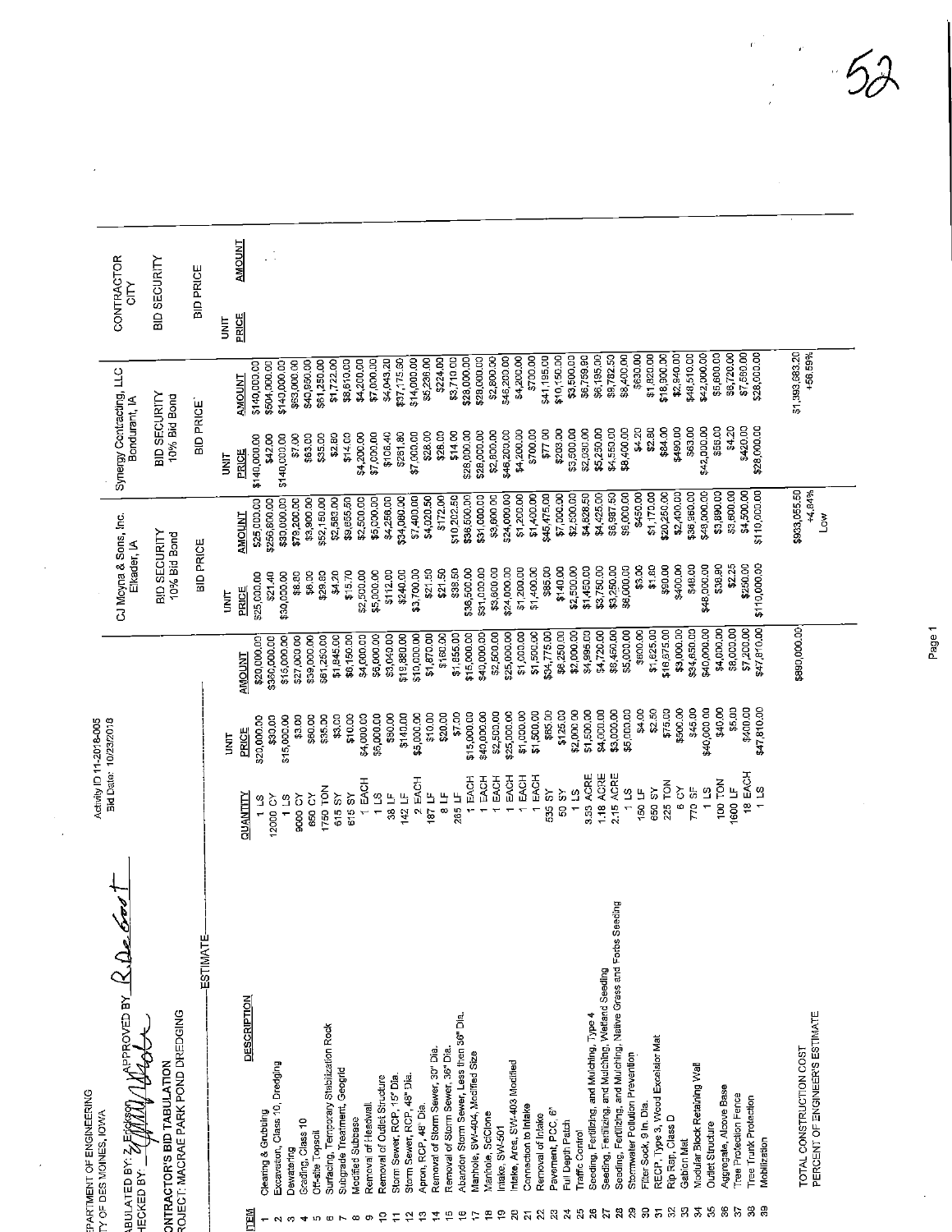DEPARTMENT OF ENGINEERING
CITY OF DES MOINES, IOWA

TABULATED BY: Z. Erickson APPROVED BY: R. DeBoest
CHECKED BY:

CONTRACTOR'S BID TABULATION
PROJECT: MACRAE PARK POND DREDGING

Activity ID 11-2018-005
Bid Date: 10/23/2018

| | | ESTIMATE | | | | CJ Moyna & Sons, Inc. Elkader, IA | | Synergy Contracting, LLC Bondurant, IA | | CONTRACTOR CITY | |
|---|---|---|---|---|---|---|---|---|---|---|---|
| | | | | | | BID SECURITY 10% Bid Bond | | BID SECURITY 10% Bid Bond | | BID SECURITY | |
| | | | | | | BID PRICE | | BID PRICE | | BID PRICE | |
| ITEM | DESCRIPTION | QUANTITY | | UNIT PRICE | AMOUNT | UNIT PRICE | AMOUNT | UNIT PRICE | AMOUNT | UNIT PRICE | AMOUNT |
| 1 | Clearing & Grubbing | 1 | LS | $20,000.00 | $20,000.00 | $25,000.00 | $25,000.00 | $140,000.00 | $140,000.00 | | |
| 2 | Excavation, Class 10, Dredging | 12000 | CY | $30.00 | $360,000.00 | $21.40 | $256,800.00 | $42.00 | $504,000.00 | | |
| 3 | Dewatering | 1 | LS | $15,000.00 | $15,000.00 | $30,000.00 | $30,000.00 | $140,000.00 | $140,000.00 | | |
| 4 | Grading, Class 10 | 9000 | CY | $3.00 | $27,000.00 | $8.80 | $79,200.00 | $7.00 | $63,000.00 | | |
| 5 | Off-site Topsoil | 650 | CY | $60.00 | $39,000.00 | $6.00 | $3,900.00 | $63.00 | $40,950.00 | | |
| 6 | Surfacing, Temporary Stabilization Rock | 1750 | TON | $35.00 | $61,250.00 | $29.80 | $52,150.00 | $35.00 | $61,250.00 | | |
| 7 | Subgrade Treatment, Geogrid | 615 | SY | $3.00 | $1,845.00 | $4.20 | $2,583.00 | $2.80 | $1,722.00 | | |
| 8 | Modified Subbase | 615 | SY | $10.00 | $6,150.00 | $15.70 | $9,655.50 | $14.00 | $8,610.00 | | |
| 9 | Removal of Headwall | 1 | EACH | $4,000.00 | $4,000.00 | $2,500.00 | $2,500.00 | $4,200.00 | $4,200.00 | | |
| 10 | Removal of Outlet Structure | 1 | LS | $6,000.00 | $6,000.00 | $5,000.00 | $5,000.00 | $7,000.00 | $7,000.00 | | |
| 11 | Storm Sewer, RCP, 15" Dia. | 38 | LF | $80.00 | $3,040.00 | $112.00 | $4,256.00 | $106.40 | $4,043.20 | | |
| 12 | Storm Sewer, RCP, 48" Dia. | 142 | LF | $140.00 | $19,880.00 | $240.00 | $34,080.00 | $261.80 | $37,175.60 | | |
| 13 | Apron, RCP, 48" Dia. | 2 | EACH | $5,000.00 | $10,000.00 | $3,700.00 | $7,400.00 | $7,000.00 | $14,000.00 | | |
| 14 | Removal of Storm Sewer, 30" Dia. | 187 | LF | $10.00 | $1,870.00 | $21.50 | $4,020.50 | $28.00 | $5,236.00 | | |
| 15 | Removal of Storm Sewer, 36" Dia. | 8 | LF | $20.00 | $160.00 | $21.50 | $172.00 | $28.00 | $224.00 | | |
| 16 | Abandon Storm Sewer, Less than 36" Dia. | 265 | LF | $7.00 | $1,855.00 | $38.50 | $10,202.50 | $14.00 | $3,710.00 | | |
| 17 | Manhole, SW-404, Modified Size | 1 | EACH | $15,000.00 | $15,000.00 | $36,500.00 | $36,500.00 | $28,000.00 | $28,000.00 | | |
| 18 | Manhole, SciClone | 1 | EACH | $40,000.00 | $40,000.00 | $31,000.00 | $31,000.00 | $28,000.00 | $28,000.00 | | |
| 19 | Intake, SW-501 | 1 | EACH | $2,500.00 | $2,500.00 | $3,600.00 | $3,600.00 | $2,800.00 | $2,800.00 | | |
| 20 | Intake, Area, SW-403 Modified | 1 | EACH | $25,000.00 | $25,000.00 | $24,000.00 | $24,000.00 | $46,200.00 | $46,200.00 | | |
| 21 | Connection to Intake | 1 | EACH | $1,000.00 | $1,000.00 | $1,200.00 | $1,200.00 | $4,200.00 | $4,200.00 | | |
| 22 | Removal of Intake | 1 | EACH | $1,500.00 | $1,500.00 | $1,400.00 | $1,400.00 | $700.00 | $700.00 | | |
| 23 | Pavement, PCC, 6" | 535 | SY | $65.00 | $34,775.00 | $85.00 | $45,475.00 | $77.00 | $41,195.00 | | |
| 24 | Full Depth Patch | 50 | SY | $125.00 | $6,250.00 | $140.00 | $7,000.00 | $203.00 | $10,150.00 | | |
| 25 | Traffic Control | 1 | LS | $2,000.00 | $2,000.00 | $2,500.00 | $2,500.00 | $3,500.00 | $3,500.00 | | |
| 26 | Seeding, Fertilizing, and Mulching, Type 4 | 3.33 | ACRE | $1,500.00 | $4,995.00 | $1,450.00 | $4,828.50 | $2,030.00 | $6,759.90 | | |
| 27 | Seeding, Fertilizing, and Mulching, Wetland Seeding | 1.18 | ACRE | $4,000.00 | $4,720.00 | $3,750.00 | $4,425.00 | $5,250.00 | $6,195.00 | | |
| 28 | Seeding, Fertilizing, and Mulching, Native Grass and Forbs Seeding | 2.15 | ACRE | $3,000.00 | $6,450.00 | $3,250.00 | $6,987.50 | $4,550.00 | $9,782.50 | | |
| 29 | Stormwater Pollution Prevention | 1 | LS | $5,000.00 | $5,000.00 | $6,000.00 | $6,000.00 | $8,400.00 | $8,400.00 | | |
| 30 | Filter Sock, 9 In. Dia. | 150 | LF | $4.00 | $600.00 | $3.00 | $450.00 | $4.20 | $630.00 | | |
| 31 | RECP, Type 3, Wood Excelsior Mat | 650 | SY | $2.50 | $1,625.00 | $1.80 | $1,170.00 | $2.80 | $1,820.00 | | |
| 32 | Rip Rap, Class D | 225 | TON | $75.00 | $16,875.00 | $90.00 | $20,250.00 | $84.00 | $18,900.00 | | |
| 33 | Gabion Mat | 6 | CY | $500.00 | $3,000.00 | $400.00 | $2,400.00 | $490.00 | $2,940.00 | | |
| 34 | Modular Block Retaining Wall | 770 | SF | $45.00 | $34,650.00 | $48.00 | $36,960.00 | $63.00 | $48,510.00 | | |
| 35 | Outlet Structure | 1 | LS | $40,000.00 | $40,000.00 | $48,000.00 | $48,000.00 | $42,000.00 | $42,000.00 | | |
| 36 | Aggregate, Above Base | 100 | TON | $40.00 | $4,000.00 | $38.90 | $3,890.00 | $56.00 | $5,600.00 | | |
| 37 | Tree Protection Fence | 1600 | LF | $5.00 | $8,000.00 | $2.25 | $3,600.00 | $4.20 | $6,720.00 | | |
| 38 | Tree Trunk Protection | 18 | EACH | $400.00 | $7,200.00 | $250.00 | $4,500.00 | $420.00 | $7,560.00 | | |
| 39 | Mobilization | 1 | LS | $47,810.00 | $47,810.00 | $110,000.00 | $110,000.00 | $28,000.00 | $28,000.00 | | |
| | TOTAL CONSTRUCTION COST | | | | $890,000.00 | | $933,055.50 | | $1,393,683.20 | | |
| | PERCENT OF ENGINEER'S ESTIMATE | | | | | | +4.84% | | +56.59% | | |
| | | | | | | | Low | | | | |